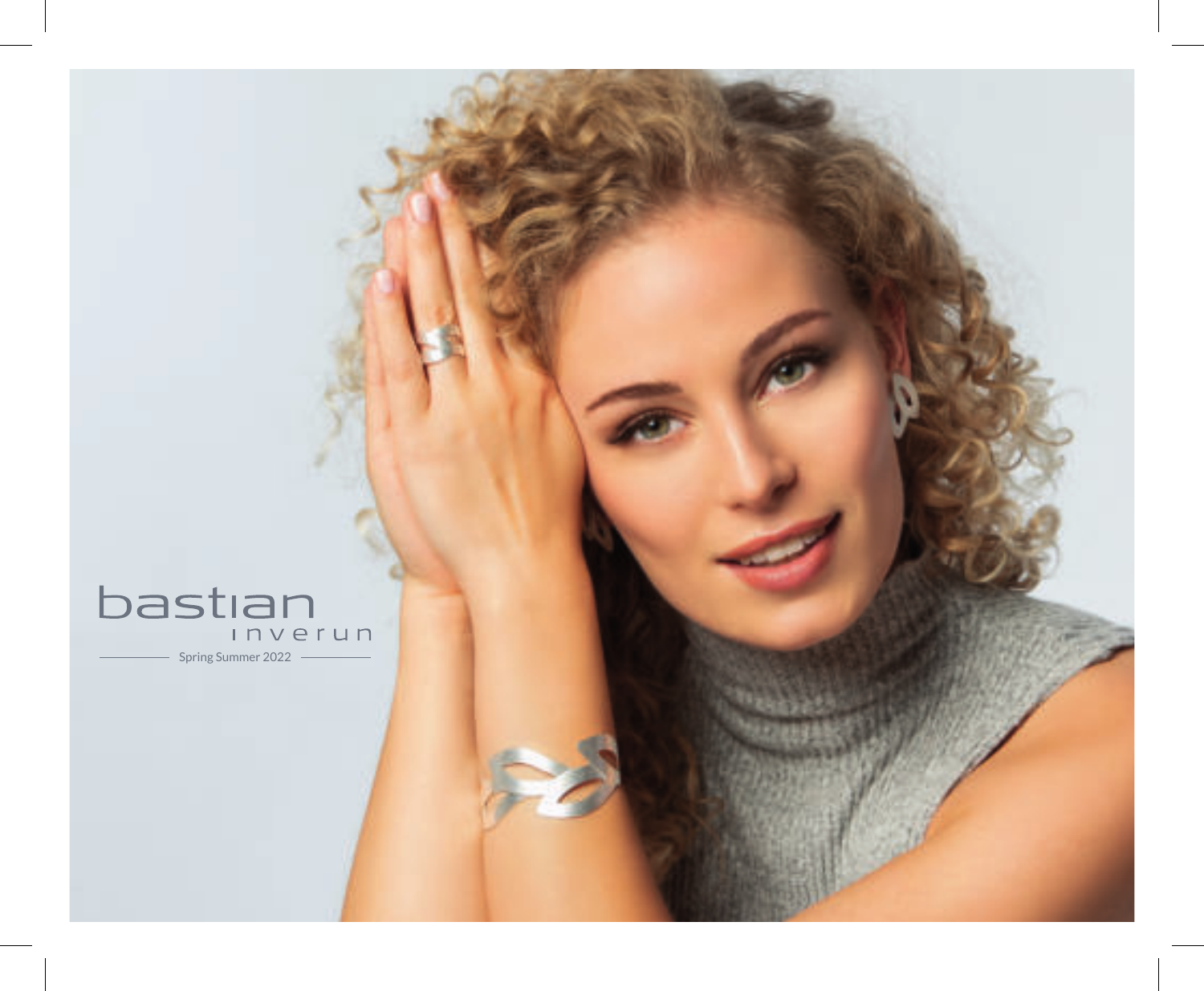bastian

inverun

Spring Summer 2022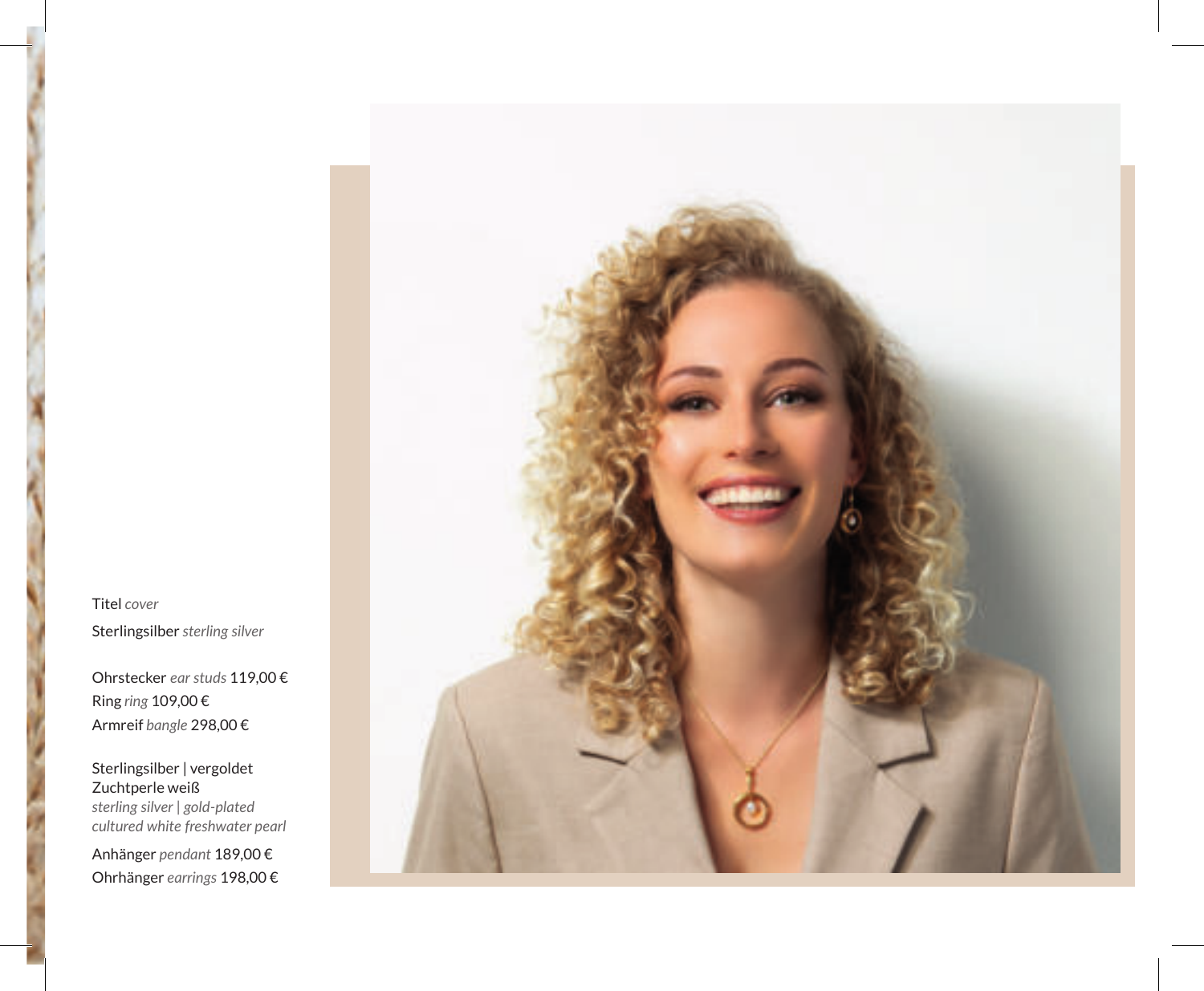Titel *cover*

Sterlingsilber *sterling silver*

Ohrstecker *ear studs* 119,00 €
Ring *ring* 109,00 €
Armreif *bangle* 298,00 €

Sterlingsilber | vergoldet
Zuchtperle weiß
*sterling silver | gold-plated*
*cultured white freshwater pearl*

Anhänger *pendant* 189,00 €
Ohrhänger *earrings* 198,00 €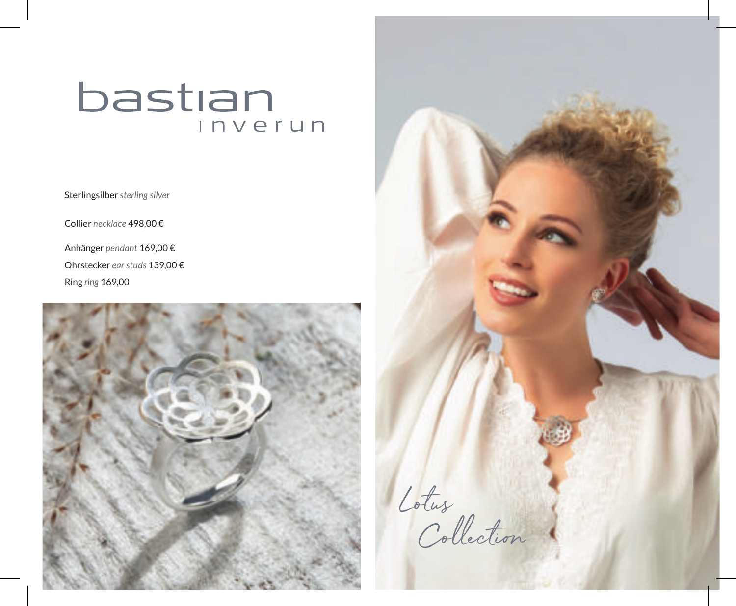# bastian inverun

Sterlingsilber *sterling silver*

Collier *necklace* 498,00 €

Anhänger *pendant* 169,00 €
Ohrstecker *ear studs* 139,00 €
Ring *ring* 169,00

Lotus Collection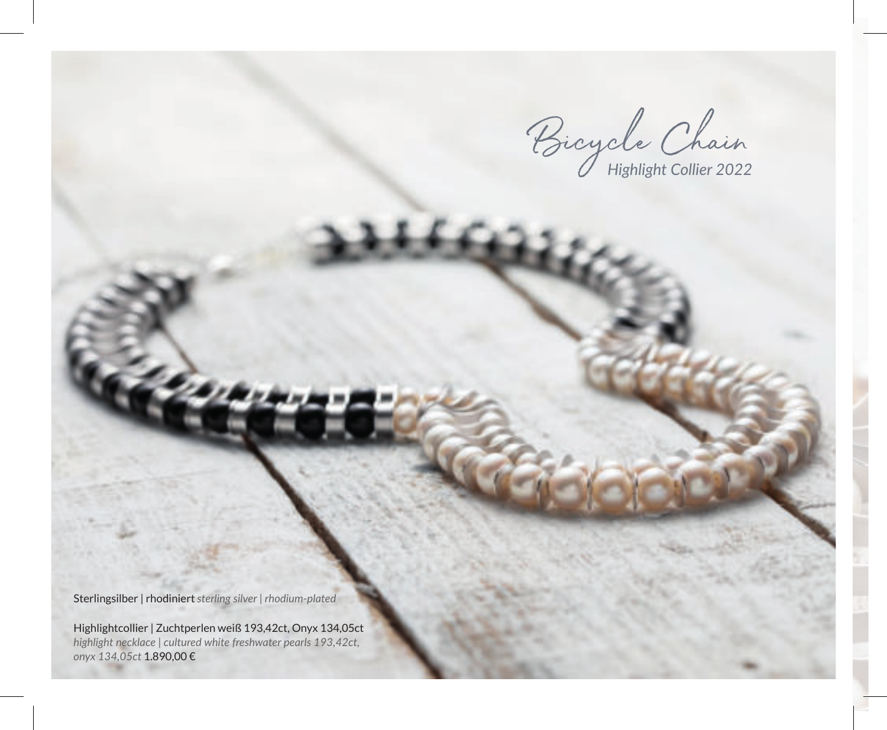# Bicycle Chain

*Highlight Collier 2022*

Sterlingsilber | rhodiniert *sterling silver | rhodium-plated*

Highlightcollier | Zuchtperlen weiß 193,42ct, Onyx 134,05ct
*highlight necklace | cultured white freshwater pearls 193,42ct, onyx 134,05ct* 1.890,00 €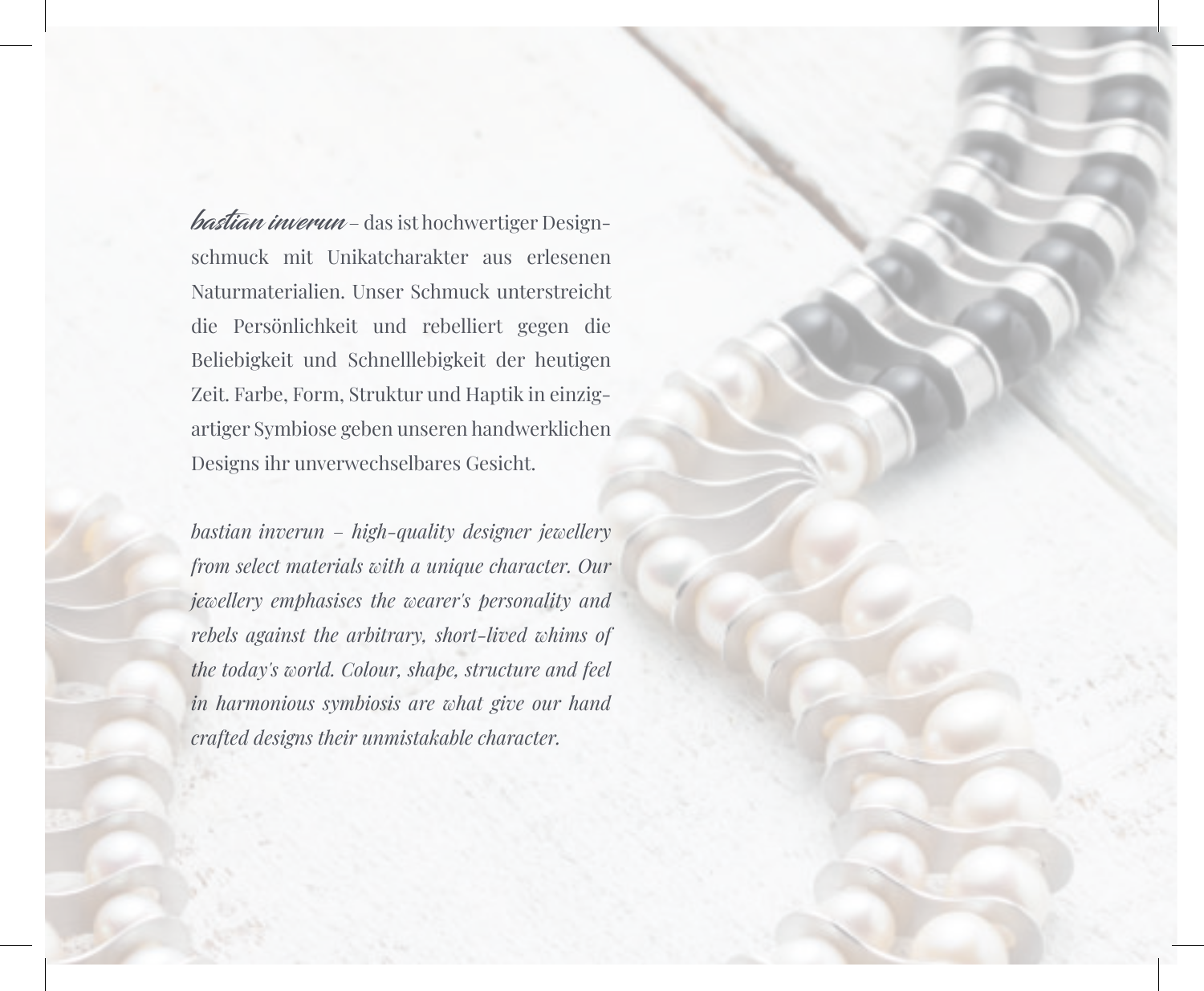*bastian inverun* – das ist hochwertiger Designschmuck mit Unikatcharakter aus erlesenen Naturmaterialien. Unser Schmuck unterstreicht die Persönlichkeit und rebelliert gegen die Beliebigkeit und Schnelllebigkeit der heutigen Zeit. Farbe, Form, Struktur und Haptik in einzigartiger Symbiose geben unseren handwerklichen Designs ihr unverwechselbares Gesicht.

*bastian inverun – high-quality designer jewellery from select materials with a unique character. Our jewellery emphasises the wearer's personality and rebels against the arbitrary, short-lived whims of the today's world. Colour, shape, structure and feel in harmonious symbiosis are what give our hand crafted designs their unmistakable character.*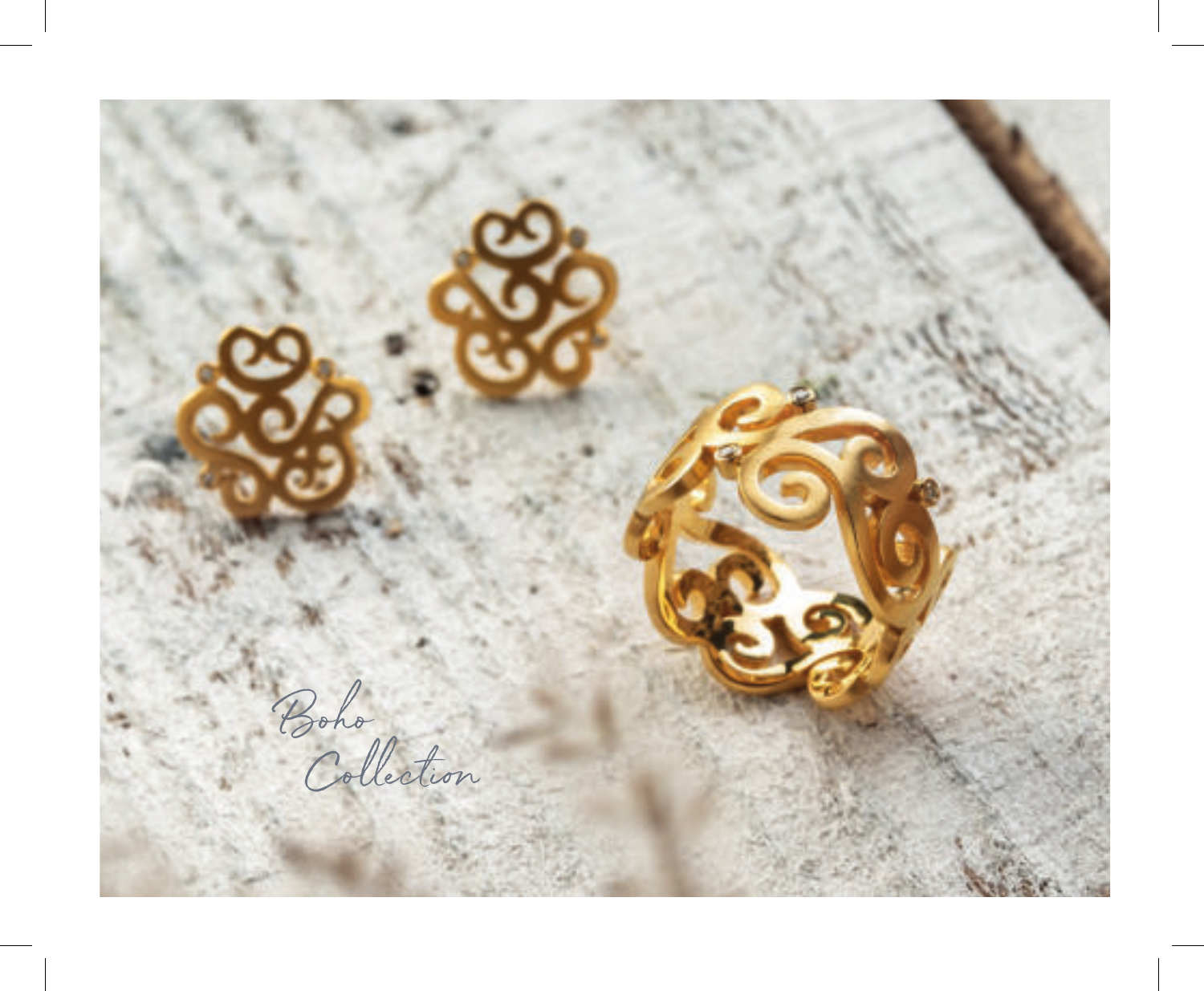Boho Collection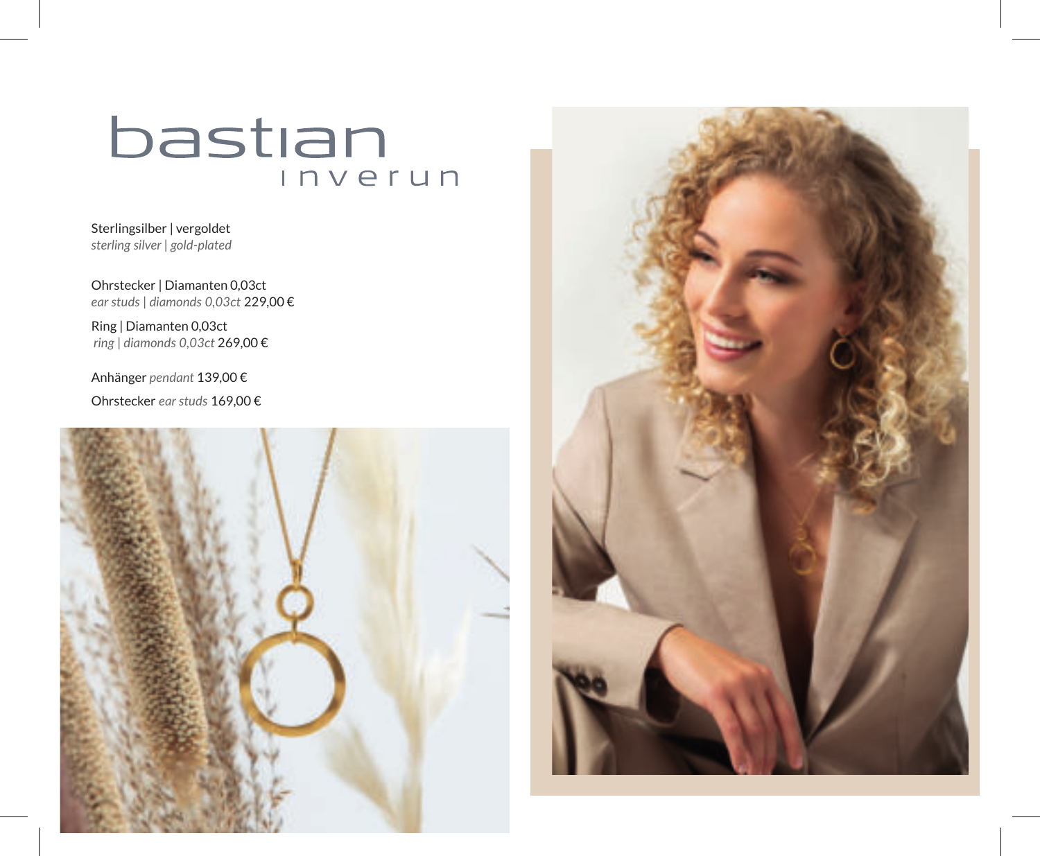# bastian
## inverun

Sterlingsilber | vergoldet
*sterling silver | gold-plated*

Ohrstecker | Diamanten 0,03ct
*ear studs | diamonds 0,03ct* 229,00 €

Ring | Diamanten 0,03ct
*ring | diamonds 0,03ct* 269,00 €

Anhänger *pendant* 139,00 €

Ohrstecker *ear studs* 169,00 €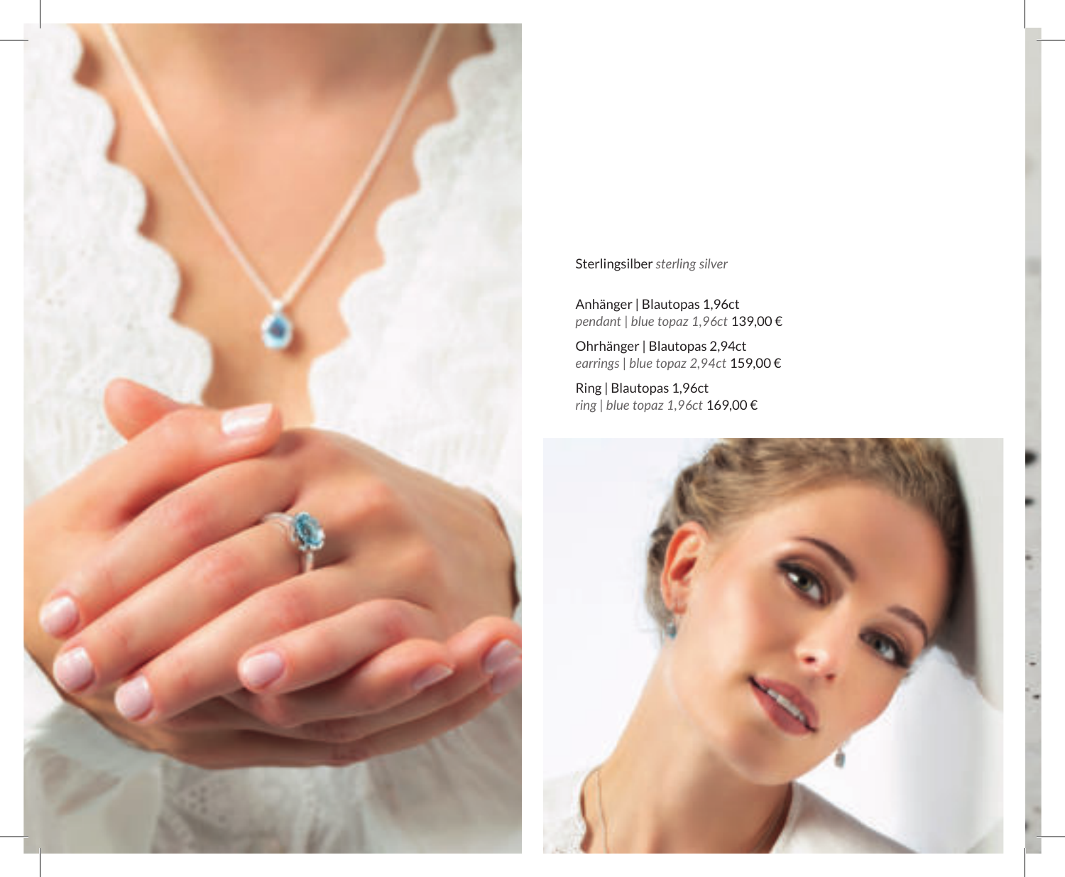Sterlingsilber *sterling silver*

Anhänger | Blautopas 1,96ct
*pendant | blue topaz 1,96ct* 139,00 €

Ohrhänger | Blautopas 2,94ct
*earrings | blue topaz 2,94ct* 159,00 €

Ring | Blautopas 1,96ct
*ring | blue topaz 1,96ct* 169,00 €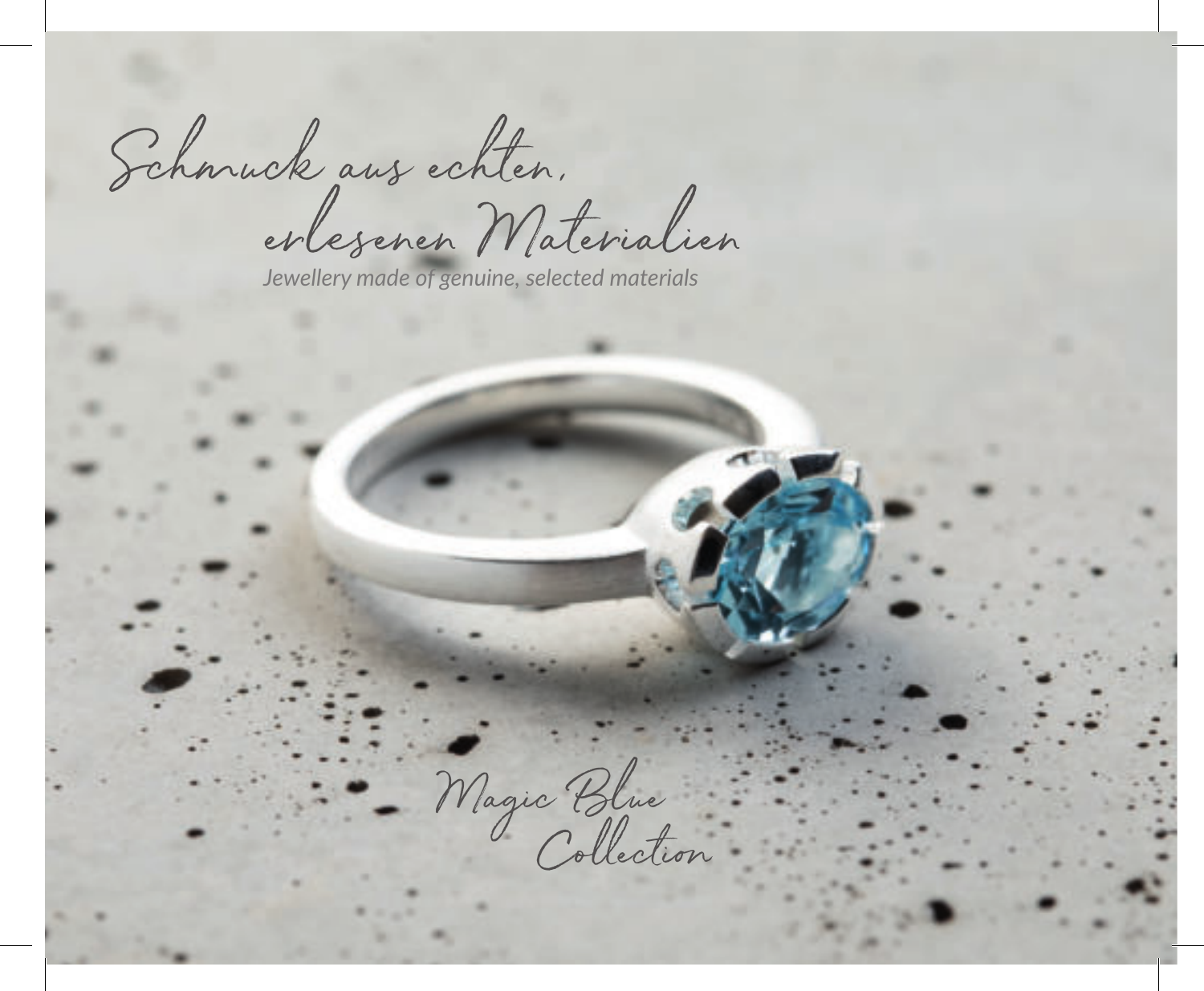# Schmuck aus echten, erlesenen Materialien

*Jewellery made of genuine, selected materials*

## Magic Blue Collection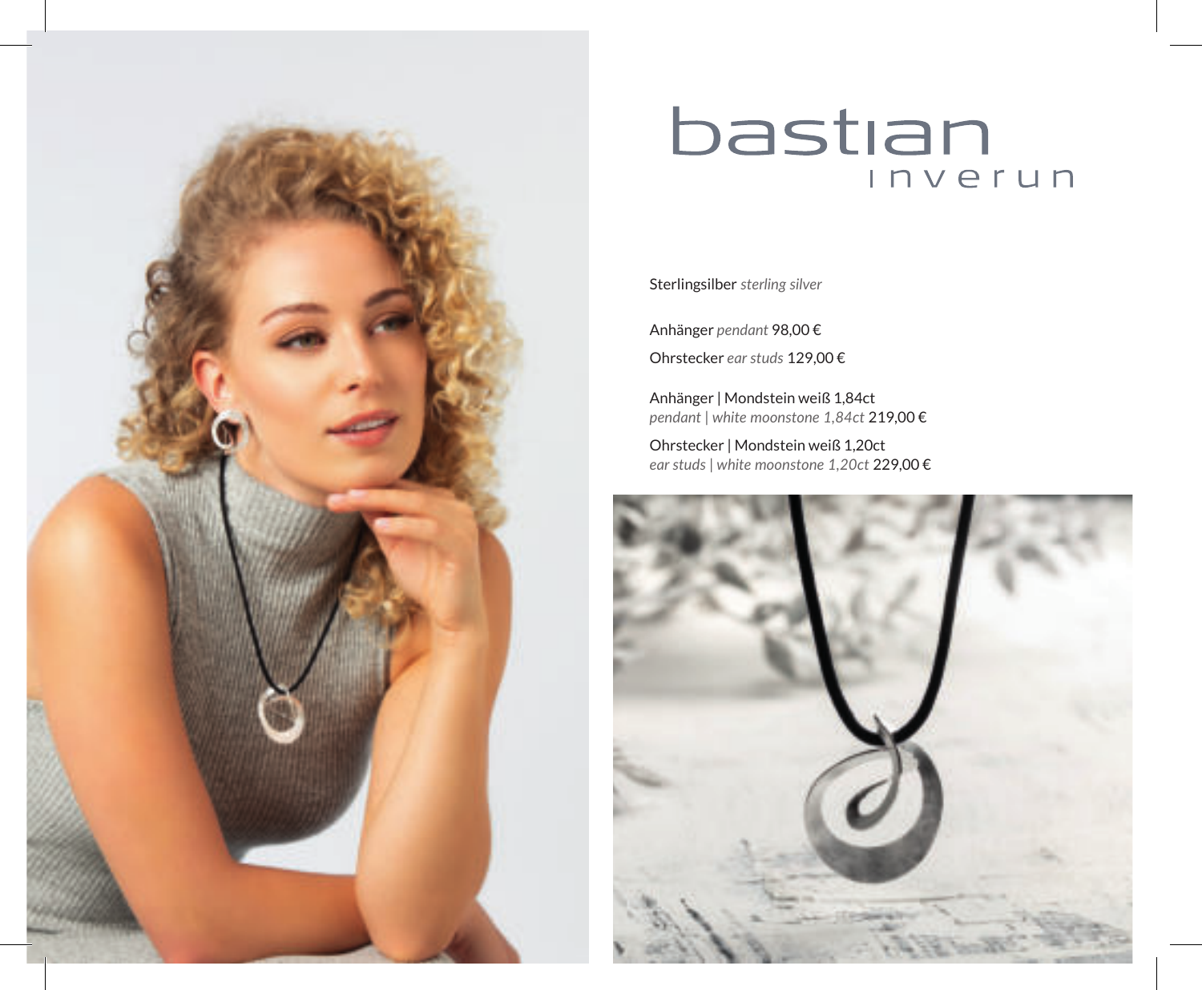# bastian
## inverun

Sterlingsilber *sterling silver*

Anhänger *pendant* 98,00 €

Ohrstecker *ear studs* 129,00 €

Anhänger | Mondstein weiß 1,84ct
*pendant | white moonstone 1,84ct* 219,00 €

Ohrstecker | Mondstein weiß 1,20ct
*ear studs | white moonstone 1,20ct* 229,00 €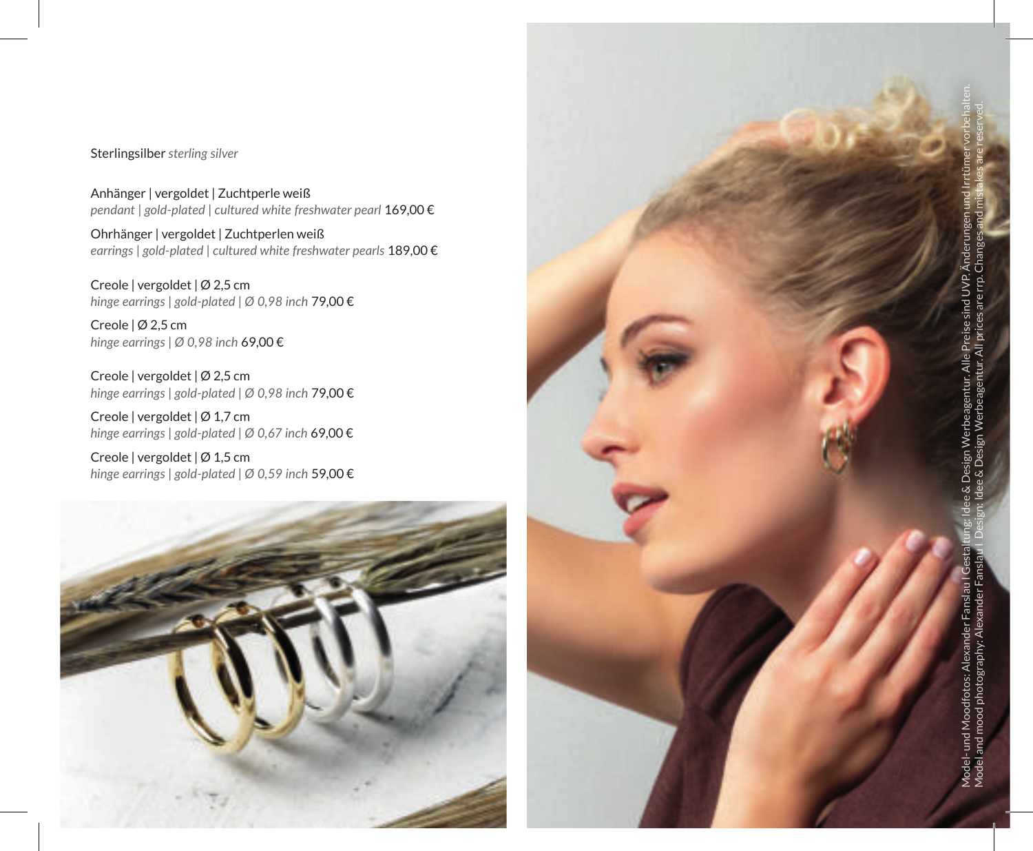Sterlingsilber *sterling silver*

Anhänger | vergoldet | Zuchtperle weiß
*pendant | gold-plated | cultured white freshwater pearl* 169,00 €

Ohrhänger | vergoldet | Zuchtperlen weiß
*earrings | gold-plated | cultured white freshwater pearls* 189,00 €

Creole | vergoldet | Ø 2,5 cm
*hinge earrings | gold-plated | Ø 0,98 inch* 79,00 €

Creole | Ø 2,5 cm
*hinge earrings | Ø 0,98 inch* 69,00 €

Creole | vergoldet | Ø 2,5 cm
*hinge earrings | gold-plated | Ø 0,98 inch* 79,00 €

Creole | vergoldet | Ø 1,7 cm
*hinge earrings | gold-plated | Ø 0,67 inch* 69,00 €

Creole | vergoldet | Ø 1,5 cm
*hinge earrings | gold-plated | Ø 0,59 inch* 59,00 €

Model- und Moodfotos: Alexander Fanslau I Gestaltung: Idee & Design Werbeagentur. Alle Preise sind UVP. Änderungen und Irrtümer vorbehalten.
Model and mood photography: Alexander Fanslau I Design: Idee & Design Werbeagentur. All prices are rrp. Changes and mistakes are reserved.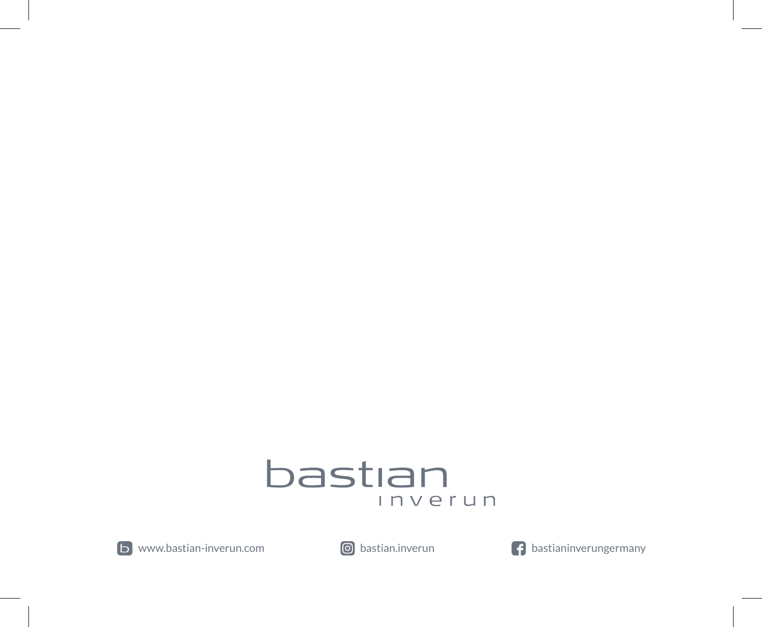bastian
inverun

www.bastian-inverun.com

bastian.inverun

bastianinverungermany